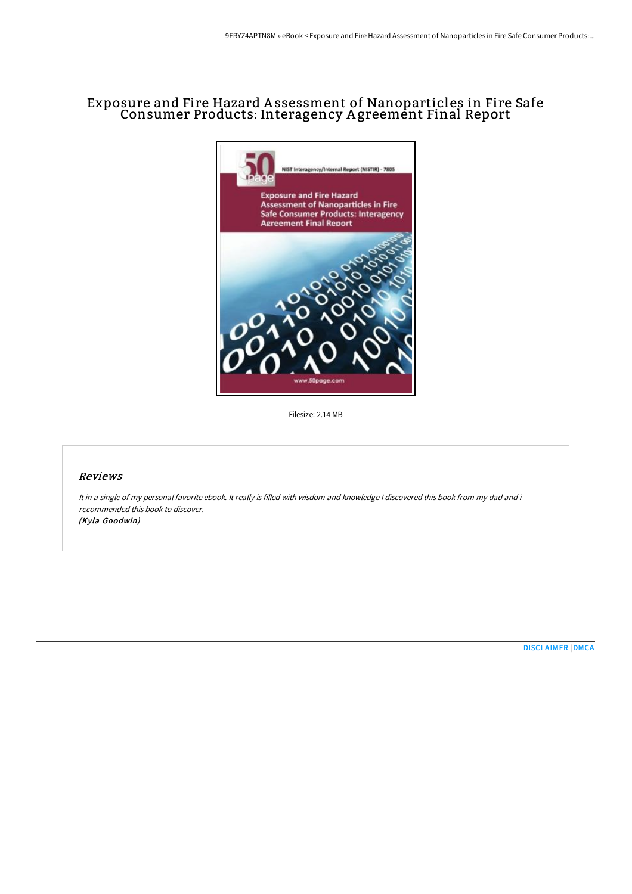# Exposure and Fire Hazard Assessment of Nanoparticles in Fire Safe Consumer Products: Interagency Agreement Final Report

Filesize: 2.14 MB

## Reviews

*It in a single of my personal favorite ebook. It really is filled with wisdom and knowledge I discovered this book from my dad and i recommended this book to discover.*
*(Kyla Goodwin)*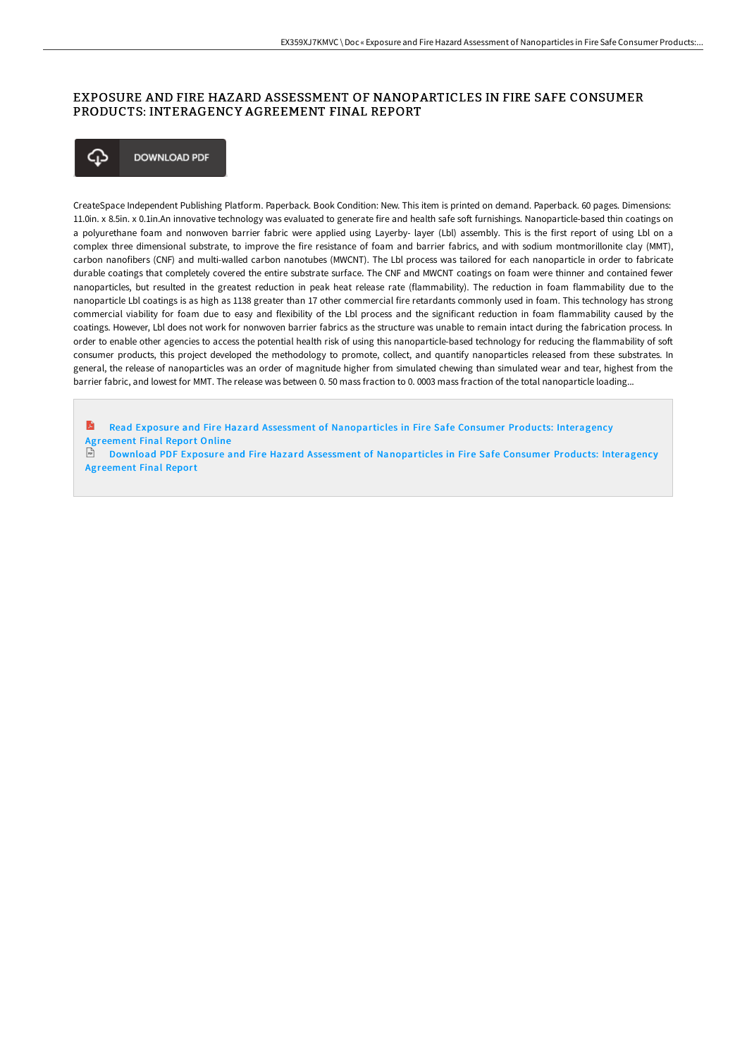# EXPOSURE AND FIRE HAZARD ASSESSMENT OF NANOPARTICLES IN FIRE SAFE CONSUMER PRODUCTS: INTERAGENCY AGREEMENT FINAL REPORT

DOWNLOAD PDF

CreateSpace Independent Publishing Platform. Paperback. Book Condition: New. This item is printed on demand. Paperback. 60 pages. Dimensions: 11.0in. x 8.5in. x 0.1in.An innovative technology was evaluated to generate fire and health safe soft furnishings. Nanoparticle-based thin coatings on a polyurethane foam and nonwoven barrier fabric were applied using Layerby- layer (Lbl) assembly. This is the first report of using Lbl on a complex three dimensional substrate, to improve the fire resistance of foam and barrier fabrics, and with sodium montmorillonite clay (MMT), carbon nanofibers (CNF) and multi-walled carbon nanotubes (MWCNT). The Lbl process was tailored for each nanoparticle in order to fabricate durable coatings that completely covered the entire substrate surface. The CNF and MWCNT coatings on foam were thinner and contained fewer nanoparticles, but resulted in the greatest reduction in peak heat release rate (flammability). The reduction in foam flammability due to the nanoparticle Lbl coatings is as high as 1138 greater than 17 other commercial fire retardants commonly used in foam. This technology has strong commercial viability for foam due to easy and flexibility of the Lbl process and the significant reduction in foam flammability caused by the coatings. However, Lbl does not work for nonwoven barrier fabrics as the structure was unable to remain intact during the fabrication process. In order to enable other agencies to access the potential health risk of using this nanoparticle-based technology for reducing the flammability of soft consumer products, this project developed the methodology to promote, collect, and quantify nanoparticles released from these substrates. In general, the release of nanoparticles was an order of magnitude higher from simulated chewing than simulated wear and tear, highest from the barrier fabric, and lowest for MMT. The release was between 0. 50 mass fraction to 0. 0003 mass fraction of the total nanoparticle loading...

Read Exposure and Fire Hazard Assessment of Nanoparticles in Fire Safe Consumer Products: Interagency Agreement Final Report Online

Download PDF Exposure and Fire Hazard Assessment of Nanoparticles in Fire Safe Consumer Products: Interagency Agreement Final Report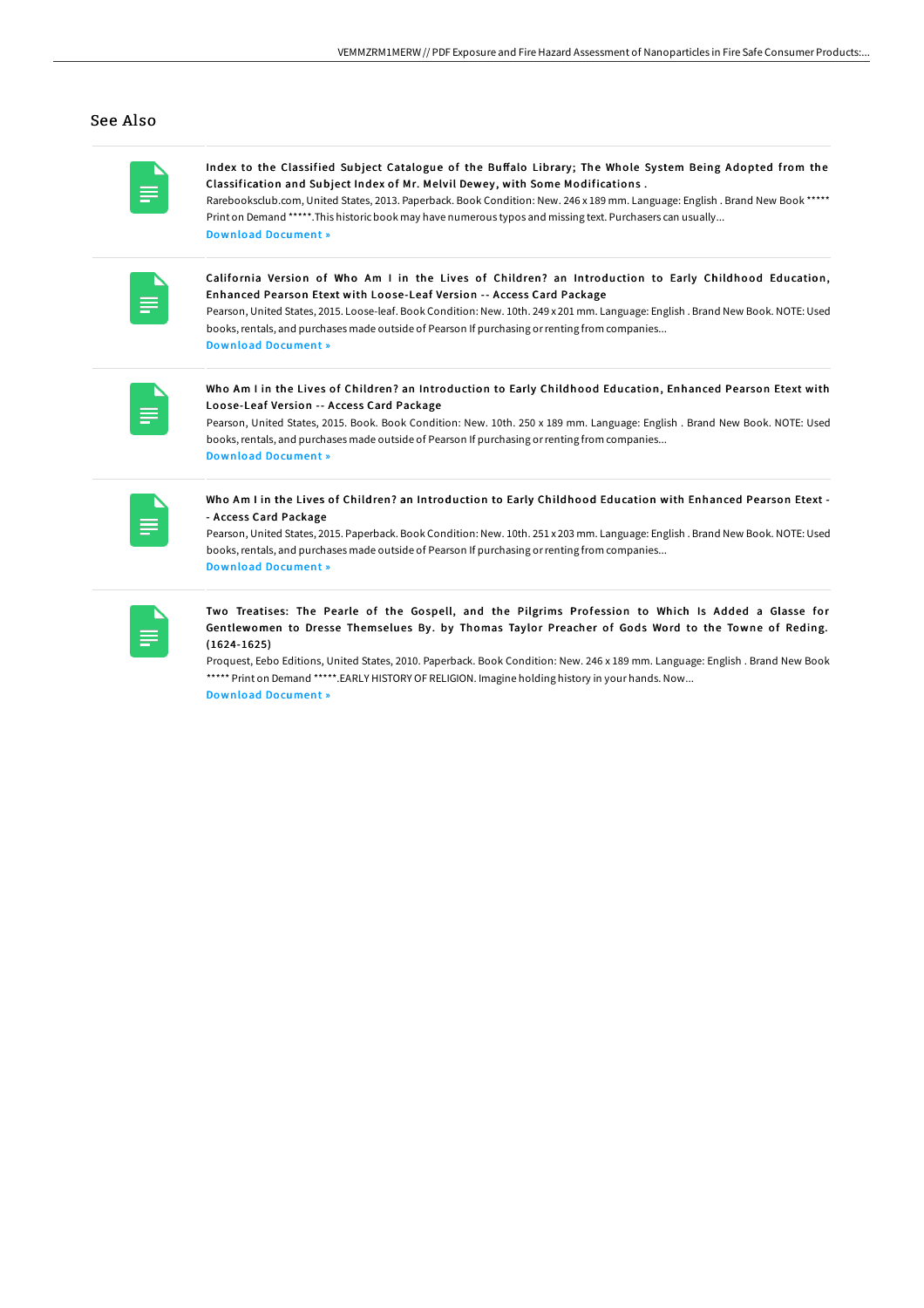## See Also

**Index to the Classified Subject Catalogue of the Buffalo Library; The Whole System Being Adopted from the Classification and Subject Index of Mr. Melvil Dewey, with Some Modifications .**

Rarebooksclub.com, United States, 2013. Paperback. Book Condition: New. 246 x 189 mm. Language: English . Brand New Book ***** Print on Demand *****.This historic book may have numerous typos and missing text. Purchasers can usually...

Download Document »

**California Version of Who Am I in the Lives of Children? an Introduction to Early Childhood Education, Enhanced Pearson Etext with Loose-Leaf Version -- Access Card Package**

Pearson, United States, 2015. Loose-leaf. Book Condition: New. 10th. 249 x 201 mm. Language: English . Brand New Book. NOTE: Used books, rentals, and purchases made outside of Pearson If purchasing or renting from companies...

Download Document »

**Who Am I in the Lives of Children? an Introduction to Early Childhood Education, Enhanced Pearson Etext with Loose-Leaf Version -- Access Card Package**

Pearson, United States, 2015. Book. Book Condition: New. 10th. 250 x 189 mm. Language: English . Brand New Book. NOTE: Used books, rentals, and purchases made outside of Pearson If purchasing or renting from companies...

Download Document »

**Who Am I in the Lives of Children? an Introduction to Early Childhood Education with Enhanced Pearson Etext -- Access Card Package**

Pearson, United States, 2015. Paperback. Book Condition: New. 10th. 251 x 203 mm. Language: English . Brand New Book. NOTE: Used books, rentals, and purchases made outside of Pearson If purchasing or renting from companies...

Download Document »

**Two Treatises: The Pearle of the Gospell, and the Pilgrims Profession to Which Is Added a Glasse for Gentlewomen to Dresse Themselues By. by Thomas Taylor Preacher of Gods Word to the Towne of Reding. (1624-1625)**

Proquest, Eebo Editions, United States, 2010. Paperback. Book Condition: New. 246 x 189 mm. Language: English . Brand New Book ***** Print on Demand *****.EARLY HISTORY OF RELIGION. Imagine holding history in your hands. Now...

Download Document »